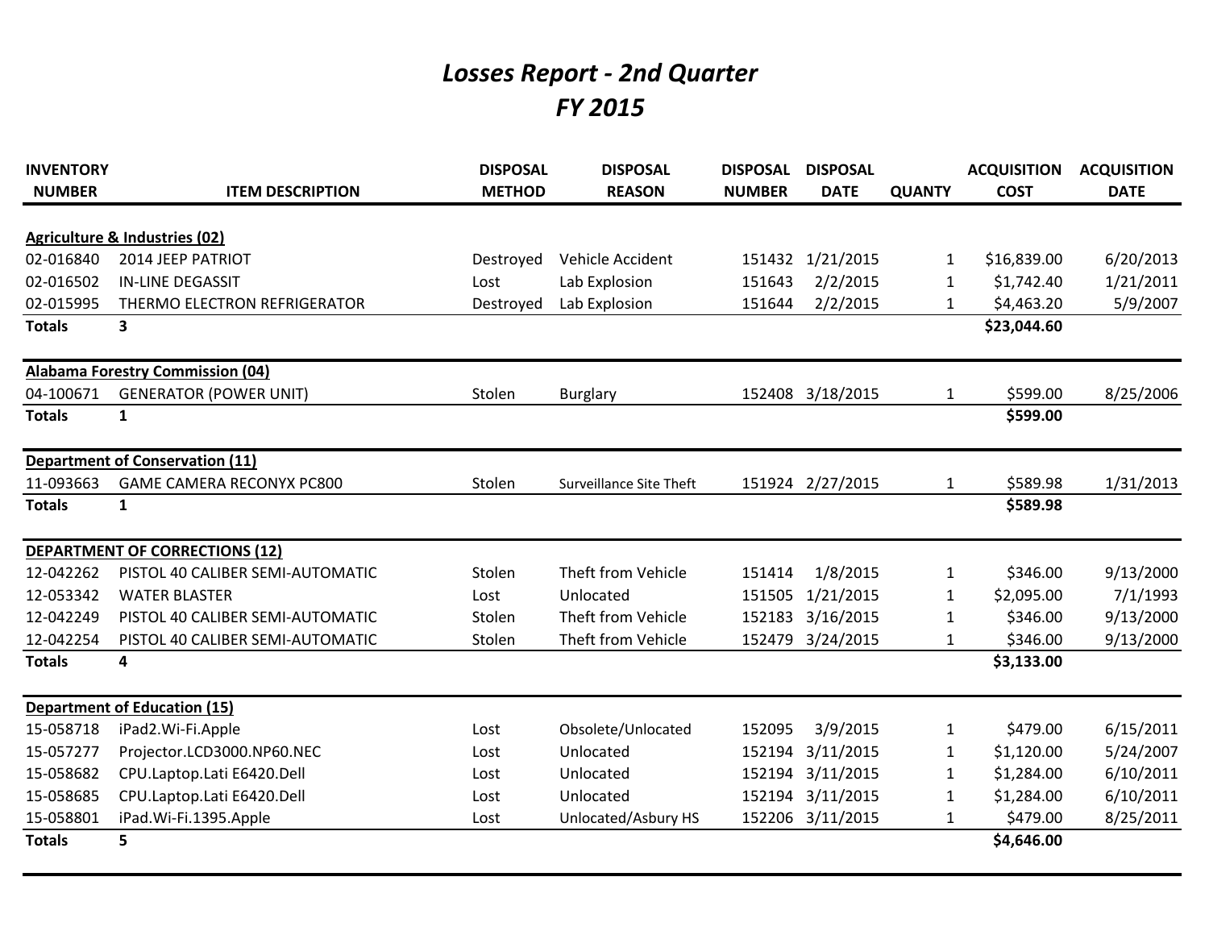# *Losses Report - 2nd Quarter*
# *FY 2015*

| INVENTORY NUMBER | ITEM DESCRIPTION | DISPOSAL METHOD | DISPOSAL REASON | DISPOSAL NUMBER | DISPOSAL DATE | QUANTY | ACQUISITION COST | ACQUISITION DATE |
|---|---|---|---|---|---|---|---|---|
| **Agriculture & Industries (02)** | | | | | | | | |
| 02-016840 | 2014 JEEP PATRIOT | Destroyed | Vehicle Accident | 151432 | 1/21/2015 | 1 | $16,839.00 | 6/20/2013 |
| 02-016502 | IN-LINE DEGASSIT | Lost | Lab Explosion | 151643 | 2/2/2015 | 1 | $1,742.40 | 1/21/2011 |
| 02-015995 | THERMO ELECTRON REFRIGERATOR | Destroyed | Lab Explosion | 151644 | 2/2/2015 | 1 | $4,463.20 | 5/9/2007 |
| **Totals** | **3** | | | | | | **$23,044.60** | |
| **Alabama Forestry Commission (04)** | | | | | | | | |
| 04-100671 | GENERATOR (POWER UNIT) | Stolen | Burglary | 152408 | 3/18/2015 | 1 | $599.00 | 8/25/2006 |
| **Totals** | **1** | | | | | | **$599.00** | |
| **Department of Conservation (11)** | | | | | | | | |
| 11-093663 | GAME CAMERA RECONYX PC800 | Stolen | Surveillance Site Theft | 151924 | 2/27/2015 | 1 | $589.98 | 1/31/2013 |
| **Totals** | **1** | | | | | | **$589.98** | |
| **DEPARTMENT OF CORRECTIONS (12)** | | | | | | | | |
| 12-042262 | PISTOL 40 CALIBER SEMI-AUTOMATIC | Stolen | Theft from Vehicle | 151414 | 1/8/2015 | 1 | $346.00 | 9/13/2000 |
| 12-053342 | WATER BLASTER | Lost | Unlocated | 151505 | 1/21/2015 | 1 | $2,095.00 | 7/1/1993 |
| 12-042249 | PISTOL 40 CALIBER SEMI-AUTOMATIC | Stolen | Theft from Vehicle | 152183 | 3/16/2015 | 1 | $346.00 | 9/13/2000 |
| 12-042254 | PISTOL 40 CALIBER SEMI-AUTOMATIC | Stolen | Theft from Vehicle | 152479 | 3/24/2015 | 1 | $346.00 | 9/13/2000 |
| **Totals** | **4** | | | | | | **$3,133.00** | |
| **Department of Education (15)** | | | | | | | | |
| 15-058718 | iPad2.Wi-Fi.Apple | Lost | Obsolete/Unlocated | 152095 | 3/9/2015 | 1 | $479.00 | 6/15/2011 |
| 15-057277 | Projector.LCD3000.NP60.NEC | Lost | Unlocated | 152194 | 3/11/2015 | 1 | $1,120.00 | 5/24/2007 |
| 15-058682 | CPU.Laptop.Lati E6420.Dell | Lost | Unlocated | 152194 | 3/11/2015 | 1 | $1,284.00 | 6/10/2011 |
| 15-058685 | CPU.Laptop.Lati E6420.Dell | Lost | Unlocated | 152194 | 3/11/2015 | 1 | $1,284.00 | 6/10/2011 |
| 15-058801 | iPad.Wi-Fi.1395.Apple | Lost | Unlocated/Asbury HS | 152206 | 3/11/2015 | 1 | $479.00 | 8/25/2011 |
| **Totals** | **5** | | | | | | **$4,646.00** | |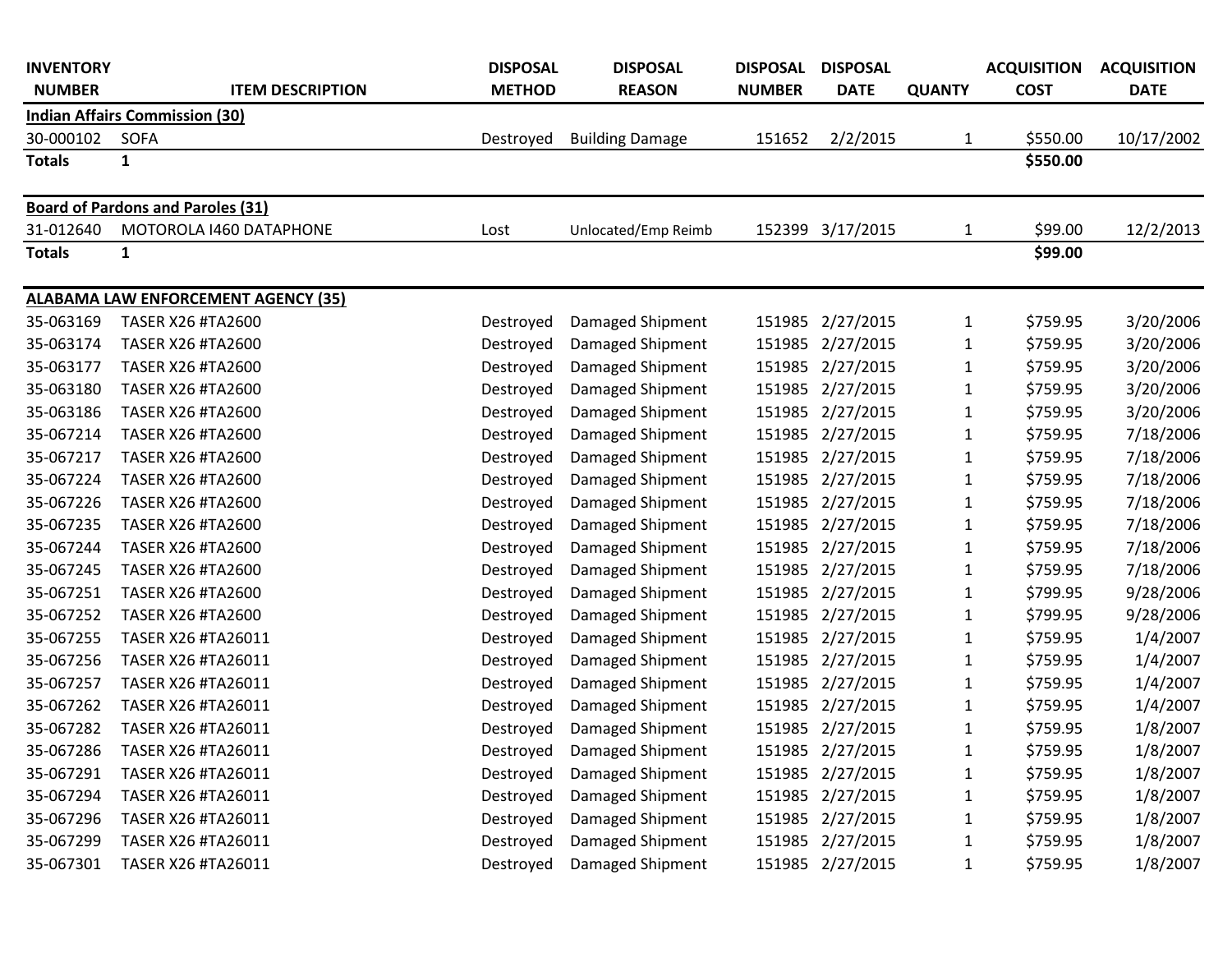| INVENTORY NUMBER | ITEM DESCRIPTION | DISPOSAL METHOD | DISPOSAL REASON | DISPOSAL NUMBER | DISPOSAL DATE | QUANTY | ACQUISITION COST | ACQUISITION DATE |
|---|---|---|---|---|---|---|---|---|
| **Indian Affairs Commission (30)** | | | | | | | | |
| 30-000102 | SOFA | Destroyed | Building Damage | 151652 | 2/2/2015 | 1 | $550.00 | 10/17/2002 |
| **Totals** | **1** | | | | | | **$550.00** | |
| **Board of Pardons and Paroles (31)** | | | | | | | | |
| 31-012640 | MOTOROLA I460 DATAPHONE | Lost | Unlocated/Emp Reimb | 152399 | 3/17/2015 | 1 | $99.00 | 12/2/2013 |
| **Totals** | **1** | | | | | | **$99.00** | |
| **ALABAMA LAW ENFORCEMENT AGENCY (35)** | | | | | | | | |
| 35-063169 | TASER X26 #TA2600 | Destroyed | Damaged Shipment | 151985 | 2/27/2015 | 1 | $759.95 | 3/20/2006 |
| 35-063174 | TASER X26 #TA2600 | Destroyed | Damaged Shipment | 151985 | 2/27/2015 | 1 | $759.95 | 3/20/2006 |
| 35-063177 | TASER X26 #TA2600 | Destroyed | Damaged Shipment | 151985 | 2/27/2015 | 1 | $759.95 | 3/20/2006 |
| 35-063180 | TASER X26 #TA2600 | Destroyed | Damaged Shipment | 151985 | 2/27/2015 | 1 | $759.95 | 3/20/2006 |
| 35-063186 | TASER X26 #TA2600 | Destroyed | Damaged Shipment | 151985 | 2/27/2015 | 1 | $759.95 | 3/20/2006 |
| 35-067214 | TASER X26 #TA2600 | Destroyed | Damaged Shipment | 151985 | 2/27/2015 | 1 | $759.95 | 7/18/2006 |
| 35-067217 | TASER X26 #TA2600 | Destroyed | Damaged Shipment | 151985 | 2/27/2015 | 1 | $759.95 | 7/18/2006 |
| 35-067224 | TASER X26 #TA2600 | Destroyed | Damaged Shipment | 151985 | 2/27/2015 | 1 | $759.95 | 7/18/2006 |
| 35-067226 | TASER X26 #TA2600 | Destroyed | Damaged Shipment | 151985 | 2/27/2015 | 1 | $759.95 | 7/18/2006 |
| 35-067235 | TASER X26 #TA2600 | Destroyed | Damaged Shipment | 151985 | 2/27/2015 | 1 | $759.95 | 7/18/2006 |
| 35-067244 | TASER X26 #TA2600 | Destroyed | Damaged Shipment | 151985 | 2/27/2015 | 1 | $759.95 | 7/18/2006 |
| 35-067245 | TASER X26 #TA2600 | Destroyed | Damaged Shipment | 151985 | 2/27/2015 | 1 | $759.95 | 7/18/2006 |
| 35-067251 | TASER X26 #TA2600 | Destroyed | Damaged Shipment | 151985 | 2/27/2015 | 1 | $799.95 | 9/28/2006 |
| 35-067252 | TASER X26 #TA2600 | Destroyed | Damaged Shipment | 151985 | 2/27/2015 | 1 | $799.95 | 9/28/2006 |
| 35-067255 | TASER X26 #TA26011 | Destroyed | Damaged Shipment | 151985 | 2/27/2015 | 1 | $759.95 | 1/4/2007 |
| 35-067256 | TASER X26 #TA26011 | Destroyed | Damaged Shipment | 151985 | 2/27/2015 | 1 | $759.95 | 1/4/2007 |
| 35-067257 | TASER X26 #TA26011 | Destroyed | Damaged Shipment | 151985 | 2/27/2015 | 1 | $759.95 | 1/4/2007 |
| 35-067262 | TASER X26 #TA26011 | Destroyed | Damaged Shipment | 151985 | 2/27/2015 | 1 | $759.95 | 1/4/2007 |
| 35-067282 | TASER X26 #TA26011 | Destroyed | Damaged Shipment | 151985 | 2/27/2015 | 1 | $759.95 | 1/8/2007 |
| 35-067286 | TASER X26 #TA26011 | Destroyed | Damaged Shipment | 151985 | 2/27/2015 | 1 | $759.95 | 1/8/2007 |
| 35-067291 | TASER X26 #TA26011 | Destroyed | Damaged Shipment | 151985 | 2/27/2015 | 1 | $759.95 | 1/8/2007 |
| 35-067294 | TASER X26 #TA26011 | Destroyed | Damaged Shipment | 151985 | 2/27/2015 | 1 | $759.95 | 1/8/2007 |
| 35-067296 | TASER X26 #TA26011 | Destroyed | Damaged Shipment | 151985 | 2/27/2015 | 1 | $759.95 | 1/8/2007 |
| 35-067299 | TASER X26 #TA26011 | Destroyed | Damaged Shipment | 151985 | 2/27/2015 | 1 | $759.95 | 1/8/2007 |
| 35-067301 | TASER X26 #TA26011 | Destroyed | Damaged Shipment | 151985 | 2/27/2015 | 1 | $759.95 | 1/8/2007 |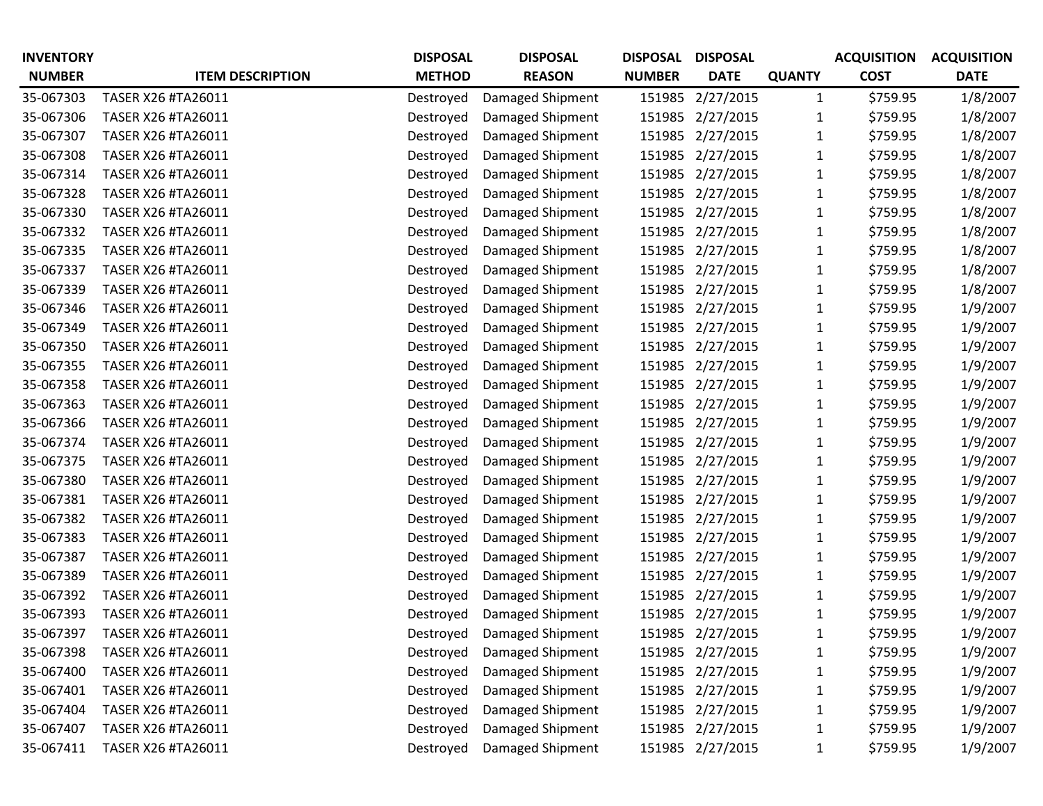| INVENTORY NUMBER | ITEM DESCRIPTION | DISPOSAL METHOD | DISPOSAL REASON | DISPOSAL NUMBER | DISPOSAL DATE | QUANTY | ACQUISITION COST | ACQUISITION DATE |
|---|---|---|---|---|---|---|---|---|
| 35-067303 | TASER X26 #TA26011 | Destroyed | Damaged Shipment | 151985 | 2/27/2015 | 1 | $759.95 | 1/8/2007 |
| 35-067306 | TASER X26 #TA26011 | Destroyed | Damaged Shipment | 151985 | 2/27/2015 | 1 | $759.95 | 1/8/2007 |
| 35-067307 | TASER X26 #TA26011 | Destroyed | Damaged Shipment | 151985 | 2/27/2015 | 1 | $759.95 | 1/8/2007 |
| 35-067308 | TASER X26 #TA26011 | Destroyed | Damaged Shipment | 151985 | 2/27/2015 | 1 | $759.95 | 1/8/2007 |
| 35-067314 | TASER X26 #TA26011 | Destroyed | Damaged Shipment | 151985 | 2/27/2015 | 1 | $759.95 | 1/8/2007 |
| 35-067328 | TASER X26 #TA26011 | Destroyed | Damaged Shipment | 151985 | 2/27/2015 | 1 | $759.95 | 1/8/2007 |
| 35-067330 | TASER X26 #TA26011 | Destroyed | Damaged Shipment | 151985 | 2/27/2015 | 1 | $759.95 | 1/8/2007 |
| 35-067332 | TASER X26 #TA26011 | Destroyed | Damaged Shipment | 151985 | 2/27/2015 | 1 | $759.95 | 1/8/2007 |
| 35-067335 | TASER X26 #TA26011 | Destroyed | Damaged Shipment | 151985 | 2/27/2015 | 1 | $759.95 | 1/8/2007 |
| 35-067337 | TASER X26 #TA26011 | Destroyed | Damaged Shipment | 151985 | 2/27/2015 | 1 | $759.95 | 1/8/2007 |
| 35-067339 | TASER X26 #TA26011 | Destroyed | Damaged Shipment | 151985 | 2/27/2015 | 1 | $759.95 | 1/8/2007 |
| 35-067346 | TASER X26 #TA26011 | Destroyed | Damaged Shipment | 151985 | 2/27/2015 | 1 | $759.95 | 1/9/2007 |
| 35-067349 | TASER X26 #TA26011 | Destroyed | Damaged Shipment | 151985 | 2/27/2015 | 1 | $759.95 | 1/9/2007 |
| 35-067350 | TASER X26 #TA26011 | Destroyed | Damaged Shipment | 151985 | 2/27/2015 | 1 | $759.95 | 1/9/2007 |
| 35-067355 | TASER X26 #TA26011 | Destroyed | Damaged Shipment | 151985 | 2/27/2015 | 1 | $759.95 | 1/9/2007 |
| 35-067358 | TASER X26 #TA26011 | Destroyed | Damaged Shipment | 151985 | 2/27/2015 | 1 | $759.95 | 1/9/2007 |
| 35-067363 | TASER X26 #TA26011 | Destroyed | Damaged Shipment | 151985 | 2/27/2015 | 1 | $759.95 | 1/9/2007 |
| 35-067366 | TASER X26 #TA26011 | Destroyed | Damaged Shipment | 151985 | 2/27/2015 | 1 | $759.95 | 1/9/2007 |
| 35-067374 | TASER X26 #TA26011 | Destroyed | Damaged Shipment | 151985 | 2/27/2015 | 1 | $759.95 | 1/9/2007 |
| 35-067375 | TASER X26 #TA26011 | Destroyed | Damaged Shipment | 151985 | 2/27/2015 | 1 | $759.95 | 1/9/2007 |
| 35-067380 | TASER X26 #TA26011 | Destroyed | Damaged Shipment | 151985 | 2/27/2015 | 1 | $759.95 | 1/9/2007 |
| 35-067381 | TASER X26 #TA26011 | Destroyed | Damaged Shipment | 151985 | 2/27/2015 | 1 | $759.95 | 1/9/2007 |
| 35-067382 | TASER X26 #TA26011 | Destroyed | Damaged Shipment | 151985 | 2/27/2015 | 1 | $759.95 | 1/9/2007 |
| 35-067383 | TASER X26 #TA26011 | Destroyed | Damaged Shipment | 151985 | 2/27/2015 | 1 | $759.95 | 1/9/2007 |
| 35-067387 | TASER X26 #TA26011 | Destroyed | Damaged Shipment | 151985 | 2/27/2015 | 1 | $759.95 | 1/9/2007 |
| 35-067389 | TASER X26 #TA26011 | Destroyed | Damaged Shipment | 151985 | 2/27/2015 | 1 | $759.95 | 1/9/2007 |
| 35-067392 | TASER X26 #TA26011 | Destroyed | Damaged Shipment | 151985 | 2/27/2015 | 1 | $759.95 | 1/9/2007 |
| 35-067393 | TASER X26 #TA26011 | Destroyed | Damaged Shipment | 151985 | 2/27/2015 | 1 | $759.95 | 1/9/2007 |
| 35-067397 | TASER X26 #TA26011 | Destroyed | Damaged Shipment | 151985 | 2/27/2015 | 1 | $759.95 | 1/9/2007 |
| 35-067398 | TASER X26 #TA26011 | Destroyed | Damaged Shipment | 151985 | 2/27/2015 | 1 | $759.95 | 1/9/2007 |
| 35-067400 | TASER X26 #TA26011 | Destroyed | Damaged Shipment | 151985 | 2/27/2015 | 1 | $759.95 | 1/9/2007 |
| 35-067401 | TASER X26 #TA26011 | Destroyed | Damaged Shipment | 151985 | 2/27/2015 | 1 | $759.95 | 1/9/2007 |
| 35-067404 | TASER X26 #TA26011 | Destroyed | Damaged Shipment | 151985 | 2/27/2015 | 1 | $759.95 | 1/9/2007 |
| 35-067407 | TASER X26 #TA26011 | Destroyed | Damaged Shipment | 151985 | 2/27/2015 | 1 | $759.95 | 1/9/2007 |
| 35-067411 | TASER X26 #TA26011 | Destroyed | Damaged Shipment | 151985 | 2/27/2015 | 1 | $759.95 | 1/9/2007 |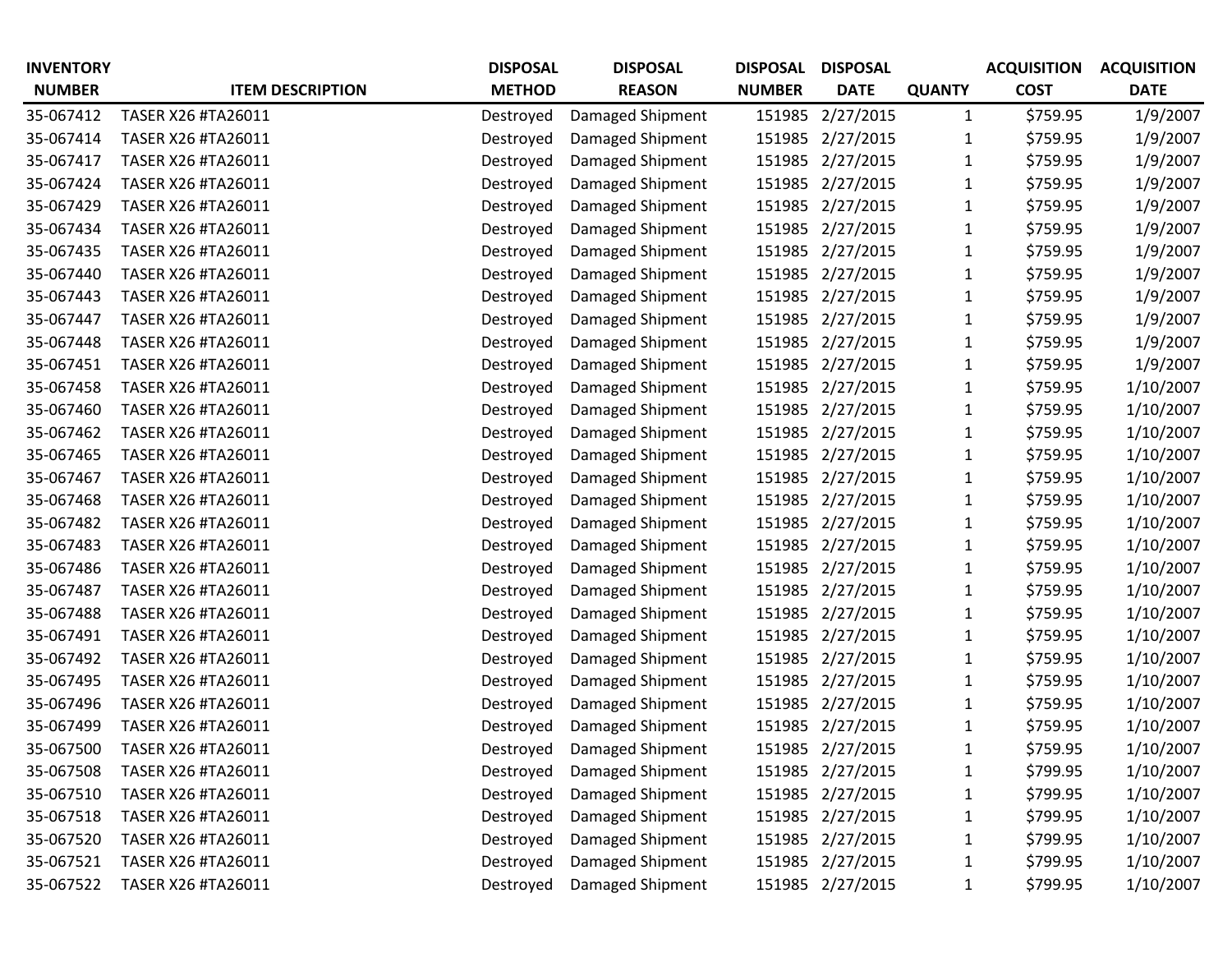| INVENTORY NUMBER | ITEM DESCRIPTION | DISPOSAL METHOD | DISPOSAL REASON | DISPOSAL NUMBER | DISPOSAL DATE | QUANTY | ACQUISITION COST | ACQUISITION DATE |
|---|---|---|---|---|---|---|---|---|
| 35-067412 | TASER X26 #TA26011 | Destroyed | Damaged Shipment | 151985 | 2/27/2015 | 1 | $759.95 | 1/9/2007 |
| 35-067414 | TASER X26 #TA26011 | Destroyed | Damaged Shipment | 151985 | 2/27/2015 | 1 | $759.95 | 1/9/2007 |
| 35-067417 | TASER X26 #TA26011 | Destroyed | Damaged Shipment | 151985 | 2/27/2015 | 1 | $759.95 | 1/9/2007 |
| 35-067424 | TASER X26 #TA26011 | Destroyed | Damaged Shipment | 151985 | 2/27/2015 | 1 | $759.95 | 1/9/2007 |
| 35-067429 | TASER X26 #TA26011 | Destroyed | Damaged Shipment | 151985 | 2/27/2015 | 1 | $759.95 | 1/9/2007 |
| 35-067434 | TASER X26 #TA26011 | Destroyed | Damaged Shipment | 151985 | 2/27/2015 | 1 | $759.95 | 1/9/2007 |
| 35-067435 | TASER X26 #TA26011 | Destroyed | Damaged Shipment | 151985 | 2/27/2015 | 1 | $759.95 | 1/9/2007 |
| 35-067440 | TASER X26 #TA26011 | Destroyed | Damaged Shipment | 151985 | 2/27/2015 | 1 | $759.95 | 1/9/2007 |
| 35-067443 | TASER X26 #TA26011 | Destroyed | Damaged Shipment | 151985 | 2/27/2015 | 1 | $759.95 | 1/9/2007 |
| 35-067447 | TASER X26 #TA26011 | Destroyed | Damaged Shipment | 151985 | 2/27/2015 | 1 | $759.95 | 1/9/2007 |
| 35-067448 | TASER X26 #TA26011 | Destroyed | Damaged Shipment | 151985 | 2/27/2015 | 1 | $759.95 | 1/9/2007 |
| 35-067451 | TASER X26 #TA26011 | Destroyed | Damaged Shipment | 151985 | 2/27/2015 | 1 | $759.95 | 1/9/2007 |
| 35-067458 | TASER X26 #TA26011 | Destroyed | Damaged Shipment | 151985 | 2/27/2015 | 1 | $759.95 | 1/10/2007 |
| 35-067460 | TASER X26 #TA26011 | Destroyed | Damaged Shipment | 151985 | 2/27/2015 | 1 | $759.95 | 1/10/2007 |
| 35-067462 | TASER X26 #TA26011 | Destroyed | Damaged Shipment | 151985 | 2/27/2015 | 1 | $759.95 | 1/10/2007 |
| 35-067465 | TASER X26 #TA26011 | Destroyed | Damaged Shipment | 151985 | 2/27/2015 | 1 | $759.95 | 1/10/2007 |
| 35-067467 | TASER X26 #TA26011 | Destroyed | Damaged Shipment | 151985 | 2/27/2015 | 1 | $759.95 | 1/10/2007 |
| 35-067468 | TASER X26 #TA26011 | Destroyed | Damaged Shipment | 151985 | 2/27/2015 | 1 | $759.95 | 1/10/2007 |
| 35-067482 | TASER X26 #TA26011 | Destroyed | Damaged Shipment | 151985 | 2/27/2015 | 1 | $759.95 | 1/10/2007 |
| 35-067483 | TASER X26 #TA26011 | Destroyed | Damaged Shipment | 151985 | 2/27/2015 | 1 | $759.95 | 1/10/2007 |
| 35-067486 | TASER X26 #TA26011 | Destroyed | Damaged Shipment | 151985 | 2/27/2015 | 1 | $759.95 | 1/10/2007 |
| 35-067487 | TASER X26 #TA26011 | Destroyed | Damaged Shipment | 151985 | 2/27/2015 | 1 | $759.95 | 1/10/2007 |
| 35-067488 | TASER X26 #TA26011 | Destroyed | Damaged Shipment | 151985 | 2/27/2015 | 1 | $759.95 | 1/10/2007 |
| 35-067491 | TASER X26 #TA26011 | Destroyed | Damaged Shipment | 151985 | 2/27/2015 | 1 | $759.95 | 1/10/2007 |
| 35-067492 | TASER X26 #TA26011 | Destroyed | Damaged Shipment | 151985 | 2/27/2015 | 1 | $759.95 | 1/10/2007 |
| 35-067495 | TASER X26 #TA26011 | Destroyed | Damaged Shipment | 151985 | 2/27/2015 | 1 | $759.95 | 1/10/2007 |
| 35-067496 | TASER X26 #TA26011 | Destroyed | Damaged Shipment | 151985 | 2/27/2015 | 1 | $759.95 | 1/10/2007 |
| 35-067499 | TASER X26 #TA26011 | Destroyed | Damaged Shipment | 151985 | 2/27/2015 | 1 | $759.95 | 1/10/2007 |
| 35-067500 | TASER X26 #TA26011 | Destroyed | Damaged Shipment | 151985 | 2/27/2015 | 1 | $759.95 | 1/10/2007 |
| 35-067508 | TASER X26 #TA26011 | Destroyed | Damaged Shipment | 151985 | 2/27/2015 | 1 | $799.95 | 1/10/2007 |
| 35-067510 | TASER X26 #TA26011 | Destroyed | Damaged Shipment | 151985 | 2/27/2015 | 1 | $799.95 | 1/10/2007 |
| 35-067518 | TASER X26 #TA26011 | Destroyed | Damaged Shipment | 151985 | 2/27/2015 | 1 | $799.95 | 1/10/2007 |
| 35-067520 | TASER X26 #TA26011 | Destroyed | Damaged Shipment | 151985 | 2/27/2015 | 1 | $799.95 | 1/10/2007 |
| 35-067521 | TASER X26 #TA26011 | Destroyed | Damaged Shipment | 151985 | 2/27/2015 | 1 | $799.95 | 1/10/2007 |
| 35-067522 | TASER X26 #TA26011 | Destroyed | Damaged Shipment | 151985 | 2/27/2015 | 1 | $799.95 | 1/10/2007 |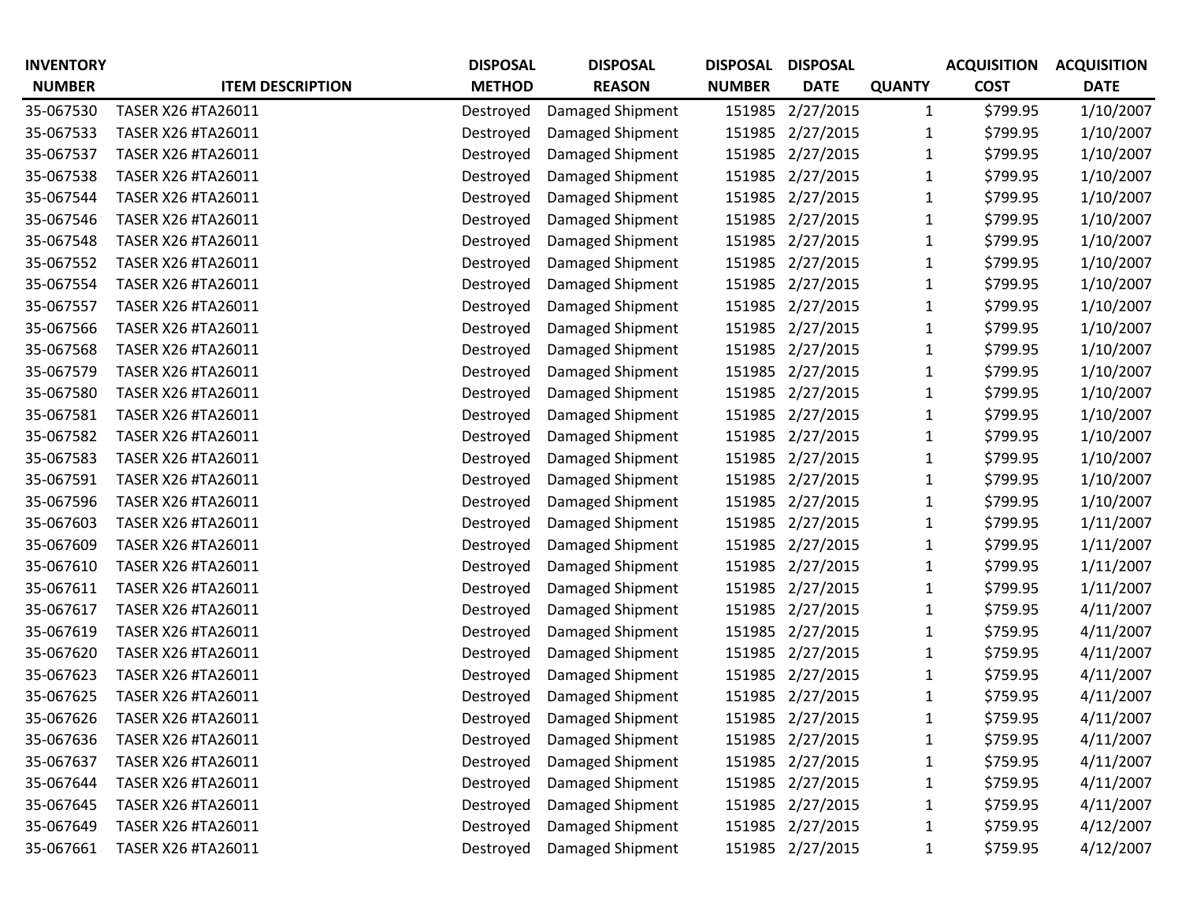| INVENTORY NUMBER | ITEM DESCRIPTION | DISPOSAL METHOD | DISPOSAL REASON | DISPOSAL NUMBER | DISPOSAL DATE | QUANTY | ACQUISITION COST | ACQUISITION DATE |
|---|---|---|---|---|---|---|---|---|
| 35-067530 | TASER X26 #TA26011 | Destroyed | Damaged Shipment | 151985 | 2/27/2015 | 1 | $799.95 | 1/10/2007 |
| 35-067533 | TASER X26 #TA26011 | Destroyed | Damaged Shipment | 151985 | 2/27/2015 | 1 | $799.95 | 1/10/2007 |
| 35-067537 | TASER X26 #TA26011 | Destroyed | Damaged Shipment | 151985 | 2/27/2015 | 1 | $799.95 | 1/10/2007 |
| 35-067538 | TASER X26 #TA26011 | Destroyed | Damaged Shipment | 151985 | 2/27/2015 | 1 | $799.95 | 1/10/2007 |
| 35-067544 | TASER X26 #TA26011 | Destroyed | Damaged Shipment | 151985 | 2/27/2015 | 1 | $799.95 | 1/10/2007 |
| 35-067546 | TASER X26 #TA26011 | Destroyed | Damaged Shipment | 151985 | 2/27/2015 | 1 | $799.95 | 1/10/2007 |
| 35-067548 | TASER X26 #TA26011 | Destroyed | Damaged Shipment | 151985 | 2/27/2015 | 1 | $799.95 | 1/10/2007 |
| 35-067552 | TASER X26 #TA26011 | Destroyed | Damaged Shipment | 151985 | 2/27/2015 | 1 | $799.95 | 1/10/2007 |
| 35-067554 | TASER X26 #TA26011 | Destroyed | Damaged Shipment | 151985 | 2/27/2015 | 1 | $799.95 | 1/10/2007 |
| 35-067557 | TASER X26 #TA26011 | Destroyed | Damaged Shipment | 151985 | 2/27/2015 | 1 | $799.95 | 1/10/2007 |
| 35-067566 | TASER X26 #TA26011 | Destroyed | Damaged Shipment | 151985 | 2/27/2015 | 1 | $799.95 | 1/10/2007 |
| 35-067568 | TASER X26 #TA26011 | Destroyed | Damaged Shipment | 151985 | 2/27/2015 | 1 | $799.95 | 1/10/2007 |
| 35-067579 | TASER X26 #TA26011 | Destroyed | Damaged Shipment | 151985 | 2/27/2015 | 1 | $799.95 | 1/10/2007 |
| 35-067580 | TASER X26 #TA26011 | Destroyed | Damaged Shipment | 151985 | 2/27/2015 | 1 | $799.95 | 1/10/2007 |
| 35-067581 | TASER X26 #TA26011 | Destroyed | Damaged Shipment | 151985 | 2/27/2015 | 1 | $799.95 | 1/10/2007 |
| 35-067582 | TASER X26 #TA26011 | Destroyed | Damaged Shipment | 151985 | 2/27/2015 | 1 | $799.95 | 1/10/2007 |
| 35-067583 | TASER X26 #TA26011 | Destroyed | Damaged Shipment | 151985 | 2/27/2015 | 1 | $799.95 | 1/10/2007 |
| 35-067591 | TASER X26 #TA26011 | Destroyed | Damaged Shipment | 151985 | 2/27/2015 | 1 | $799.95 | 1/10/2007 |
| 35-067596 | TASER X26 #TA26011 | Destroyed | Damaged Shipment | 151985 | 2/27/2015 | 1 | $799.95 | 1/10/2007 |
| 35-067603 | TASER X26 #TA26011 | Destroyed | Damaged Shipment | 151985 | 2/27/2015 | 1 | $799.95 | 1/11/2007 |
| 35-067609 | TASER X26 #TA26011 | Destroyed | Damaged Shipment | 151985 | 2/27/2015 | 1 | $799.95 | 1/11/2007 |
| 35-067610 | TASER X26 #TA26011 | Destroyed | Damaged Shipment | 151985 | 2/27/2015 | 1 | $799.95 | 1/11/2007 |
| 35-067611 | TASER X26 #TA26011 | Destroyed | Damaged Shipment | 151985 | 2/27/2015 | 1 | $799.95 | 1/11/2007 |
| 35-067617 | TASER X26 #TA26011 | Destroyed | Damaged Shipment | 151985 | 2/27/2015 | 1 | $759.95 | 4/11/2007 |
| 35-067619 | TASER X26 #TA26011 | Destroyed | Damaged Shipment | 151985 | 2/27/2015 | 1 | $759.95 | 4/11/2007 |
| 35-067620 | TASER X26 #TA26011 | Destroyed | Damaged Shipment | 151985 | 2/27/2015 | 1 | $759.95 | 4/11/2007 |
| 35-067623 | TASER X26 #TA26011 | Destroyed | Damaged Shipment | 151985 | 2/27/2015 | 1 | $759.95 | 4/11/2007 |
| 35-067625 | TASER X26 #TA26011 | Destroyed | Damaged Shipment | 151985 | 2/27/2015 | 1 | $759.95 | 4/11/2007 |
| 35-067626 | TASER X26 #TA26011 | Destroyed | Damaged Shipment | 151985 | 2/27/2015 | 1 | $759.95 | 4/11/2007 |
| 35-067636 | TASER X26 #TA26011 | Destroyed | Damaged Shipment | 151985 | 2/27/2015 | 1 | $759.95 | 4/11/2007 |
| 35-067637 | TASER X26 #TA26011 | Destroyed | Damaged Shipment | 151985 | 2/27/2015 | 1 | $759.95 | 4/11/2007 |
| 35-067644 | TASER X26 #TA26011 | Destroyed | Damaged Shipment | 151985 | 2/27/2015 | 1 | $759.95 | 4/11/2007 |
| 35-067645 | TASER X26 #TA26011 | Destroyed | Damaged Shipment | 151985 | 2/27/2015 | 1 | $759.95 | 4/11/2007 |
| 35-067649 | TASER X26 #TA26011 | Destroyed | Damaged Shipment | 151985 | 2/27/2015 | 1 | $759.95 | 4/12/2007 |
| 35-067661 | TASER X26 #TA26011 | Destroyed | Damaged Shipment | 151985 | 2/27/2015 | 1 | $759.95 | 4/12/2007 |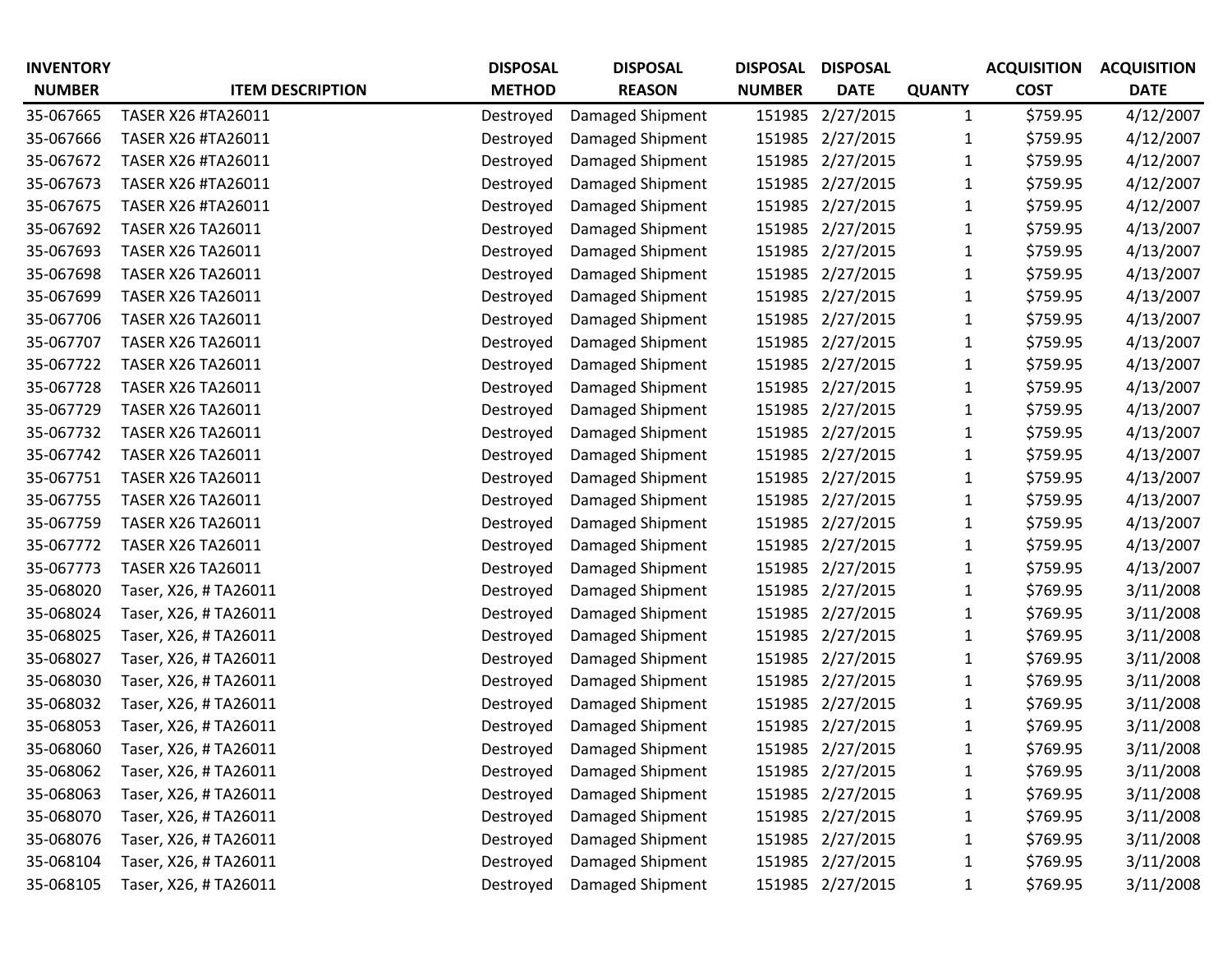| INVENTORY NUMBER | ITEM DESCRIPTION | DISPOSAL METHOD | DISPOSAL REASON | DISPOSAL NUMBER | DISPOSAL DATE | QUANTY | ACQUISITION COST | ACQUISITION DATE |
|---|---|---|---|---|---|---|---|---|
| 35-067665 | TASER X26 #TA26011 | Destroyed | Damaged Shipment | 151985 | 2/27/2015 | 1 | $759.95 | 4/12/2007 |
| 35-067666 | TASER X26 #TA26011 | Destroyed | Damaged Shipment | 151985 | 2/27/2015 | 1 | $759.95 | 4/12/2007 |
| 35-067672 | TASER X26 #TA26011 | Destroyed | Damaged Shipment | 151985 | 2/27/2015 | 1 | $759.95 | 4/12/2007 |
| 35-067673 | TASER X26 #TA26011 | Destroyed | Damaged Shipment | 151985 | 2/27/2015 | 1 | $759.95 | 4/12/2007 |
| 35-067675 | TASER X26 #TA26011 | Destroyed | Damaged Shipment | 151985 | 2/27/2015 | 1 | $759.95 | 4/12/2007 |
| 35-067692 | TASER X26 TA26011 | Destroyed | Damaged Shipment | 151985 | 2/27/2015 | 1 | $759.95 | 4/13/2007 |
| 35-067693 | TASER X26 TA26011 | Destroyed | Damaged Shipment | 151985 | 2/27/2015 | 1 | $759.95 | 4/13/2007 |
| 35-067698 | TASER X26 TA26011 | Destroyed | Damaged Shipment | 151985 | 2/27/2015 | 1 | $759.95 | 4/13/2007 |
| 35-067699 | TASER X26 TA26011 | Destroyed | Damaged Shipment | 151985 | 2/27/2015 | 1 | $759.95 | 4/13/2007 |
| 35-067706 | TASER X26 TA26011 | Destroyed | Damaged Shipment | 151985 | 2/27/2015 | 1 | $759.95 | 4/13/2007 |
| 35-067707 | TASER X26 TA26011 | Destroyed | Damaged Shipment | 151985 | 2/27/2015 | 1 | $759.95 | 4/13/2007 |
| 35-067722 | TASER X26 TA26011 | Destroyed | Damaged Shipment | 151985 | 2/27/2015 | 1 | $759.95 | 4/13/2007 |
| 35-067728 | TASER X26 TA26011 | Destroyed | Damaged Shipment | 151985 | 2/27/2015 | 1 | $759.95 | 4/13/2007 |
| 35-067729 | TASER X26 TA26011 | Destroyed | Damaged Shipment | 151985 | 2/27/2015 | 1 | $759.95 | 4/13/2007 |
| 35-067732 | TASER X26 TA26011 | Destroyed | Damaged Shipment | 151985 | 2/27/2015 | 1 | $759.95 | 4/13/2007 |
| 35-067742 | TASER X26 TA26011 | Destroyed | Damaged Shipment | 151985 | 2/27/2015 | 1 | $759.95 | 4/13/2007 |
| 35-067751 | TASER X26 TA26011 | Destroyed | Damaged Shipment | 151985 | 2/27/2015 | 1 | $759.95 | 4/13/2007 |
| 35-067755 | TASER X26 TA26011 | Destroyed | Damaged Shipment | 151985 | 2/27/2015 | 1 | $759.95 | 4/13/2007 |
| 35-067759 | TASER X26 TA26011 | Destroyed | Damaged Shipment | 151985 | 2/27/2015 | 1 | $759.95 | 4/13/2007 |
| 35-067772 | TASER X26 TA26011 | Destroyed | Damaged Shipment | 151985 | 2/27/2015 | 1 | $759.95 | 4/13/2007 |
| 35-067773 | TASER X26 TA26011 | Destroyed | Damaged Shipment | 151985 | 2/27/2015 | 1 | $759.95 | 4/13/2007 |
| 35-068020 | Taser, X26, # TA26011 | Destroyed | Damaged Shipment | 151985 | 2/27/2015 | 1 | $769.95 | 3/11/2008 |
| 35-068024 | Taser, X26, # TA26011 | Destroyed | Damaged Shipment | 151985 | 2/27/2015 | 1 | $769.95 | 3/11/2008 |
| 35-068025 | Taser, X26, # TA26011 | Destroyed | Damaged Shipment | 151985 | 2/27/2015 | 1 | $769.95 | 3/11/2008 |
| 35-068027 | Taser, X26, # TA26011 | Destroyed | Damaged Shipment | 151985 | 2/27/2015 | 1 | $769.95 | 3/11/2008 |
| 35-068030 | Taser, X26, # TA26011 | Destroyed | Damaged Shipment | 151985 | 2/27/2015 | 1 | $769.95 | 3/11/2008 |
| 35-068032 | Taser, X26, # TA26011 | Destroyed | Damaged Shipment | 151985 | 2/27/2015 | 1 | $769.95 | 3/11/2008 |
| 35-068053 | Taser, X26, # TA26011 | Destroyed | Damaged Shipment | 151985 | 2/27/2015 | 1 | $769.95 | 3/11/2008 |
| 35-068060 | Taser, X26, # TA26011 | Destroyed | Damaged Shipment | 151985 | 2/27/2015 | 1 | $769.95 | 3/11/2008 |
| 35-068062 | Taser, X26, # TA26011 | Destroyed | Damaged Shipment | 151985 | 2/27/2015 | 1 | $769.95 | 3/11/2008 |
| 35-068063 | Taser, X26, # TA26011 | Destroyed | Damaged Shipment | 151985 | 2/27/2015 | 1 | $769.95 | 3/11/2008 |
| 35-068070 | Taser, X26, # TA26011 | Destroyed | Damaged Shipment | 151985 | 2/27/2015 | 1 | $769.95 | 3/11/2008 |
| 35-068076 | Taser, X26, # TA26011 | Destroyed | Damaged Shipment | 151985 | 2/27/2015 | 1 | $769.95 | 3/11/2008 |
| 35-068104 | Taser, X26, # TA26011 | Destroyed | Damaged Shipment | 151985 | 2/27/2015 | 1 | $769.95 | 3/11/2008 |
| 35-068105 | Taser, X26, # TA26011 | Destroyed | Damaged Shipment | 151985 | 2/27/2015 | 1 | $769.95 | 3/11/2008 |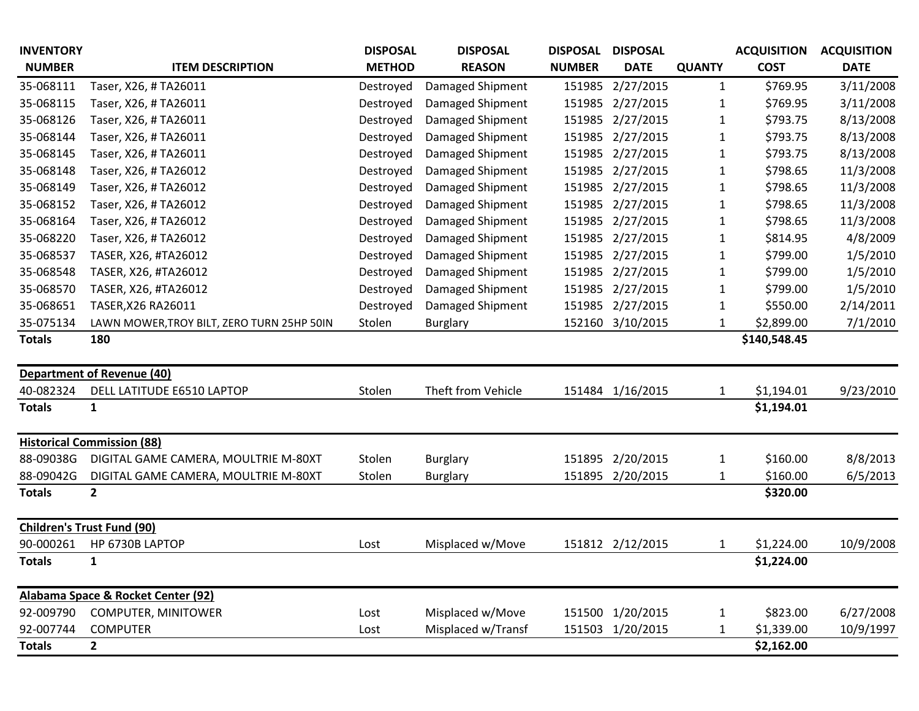| INVENTORY NUMBER | ITEM DESCRIPTION | DISPOSAL METHOD | DISPOSAL REASON | DISPOSAL NUMBER | DISPOSAL DATE | QUANTY | ACQUISITION COST | ACQUISITION DATE |
|---|---|---|---|---|---|---|---|---|
| 35-068111 | Taser, X26, # TA26011 | Destroyed | Damaged Shipment | 151985 | 2/27/2015 | 1 | $769.95 | 3/11/2008 |
| 35-068115 | Taser, X26, # TA26011 | Destroyed | Damaged Shipment | 151985 | 2/27/2015 | 1 | $769.95 | 3/11/2008 |
| 35-068126 | Taser, X26, # TA26011 | Destroyed | Damaged Shipment | 151985 | 2/27/2015 | 1 | $793.75 | 8/13/2008 |
| 35-068144 | Taser, X26, # TA26011 | Destroyed | Damaged Shipment | 151985 | 2/27/2015 | 1 | $793.75 | 8/13/2008 |
| 35-068145 | Taser, X26, # TA26011 | Destroyed | Damaged Shipment | 151985 | 2/27/2015 | 1 | $793.75 | 8/13/2008 |
| 35-068148 | Taser, X26, # TA26012 | Destroyed | Damaged Shipment | 151985 | 2/27/2015 | 1 | $798.65 | 11/3/2008 |
| 35-068149 | Taser, X26, # TA26012 | Destroyed | Damaged Shipment | 151985 | 2/27/2015 | 1 | $798.65 | 11/3/2008 |
| 35-068152 | Taser, X26, # TA26012 | Destroyed | Damaged Shipment | 151985 | 2/27/2015 | 1 | $798.65 | 11/3/2008 |
| 35-068164 | Taser, X26, # TA26012 | Destroyed | Damaged Shipment | 151985 | 2/27/2015 | 1 | $798.65 | 11/3/2008 |
| 35-068220 | Taser, X26, # TA26012 | Destroyed | Damaged Shipment | 151985 | 2/27/2015 | 1 | $814.95 | 4/8/2009 |
| 35-068537 | TASER, X26, #TA26012 | Destroyed | Damaged Shipment | 151985 | 2/27/2015 | 1 | $799.00 | 1/5/2010 |
| 35-068548 | TASER, X26, #TA26012 | Destroyed | Damaged Shipment | 151985 | 2/27/2015 | 1 | $799.00 | 1/5/2010 |
| 35-068570 | TASER, X26, #TA26012 | Destroyed | Damaged Shipment | 151985 | 2/27/2015 | 1 | $799.00 | 1/5/2010 |
| 35-068651 | TASER,X26 RA26011 | Destroyed | Damaged Shipment | 151985 | 2/27/2015 | 1 | $550.00 | 2/14/2011 |
| 35-075134 | LAWN MOWER,TROY BILT, ZERO TURN 25HP 50IN | Stolen | Burglary | 152160 | 3/10/2015 | 1 | $2,899.00 | 7/1/2010 |
| **Totals** | **180** | | | | | | **$140,548.45** | |
| **Department of Revenue (40)** | | | | | | | | |
| 40-082324 | DELL LATITUDE E6510 LAPTOP | Stolen | Theft from Vehicle | 151484 | 1/16/2015 | 1 | $1,194.01 | 9/23/2010 |
| **Totals** | **1** | | | | | | **$1,194.01** | |
| **Historical Commission (88)** | | | | | | | | |
| 88-09038G | DIGITAL GAME CAMERA, MOULTRIE M-80XT | Stolen | Burglary | 151895 | 2/20/2015 | 1 | $160.00 | 8/8/2013 |
| 88-09042G | DIGITAL GAME CAMERA, MOULTRIE M-80XT | Stolen | Burglary | 151895 | 2/20/2015 | 1 | $160.00 | 6/5/2013 |
| **Totals** | **2** | | | | | | **$320.00** | |
| **Children's Trust Fund (90)** | | | | | | | | |
| 90-000261 | HP 6730B LAPTOP | Lost | Misplaced w/Move | 151812 | 2/12/2015 | 1 | $1,224.00 | 10/9/2008 |
| **Totals** | **1** | | | | | | **$1,224.00** | |
| **Alabama Space & Rocket Center (92)** | | | | | | | | |
| 92-009790 | COMPUTER, MINITOWER | Lost | Misplaced w/Move | 151500 | 1/20/2015 | 1 | $823.00 | 6/27/2008 |
| 92-007744 | COMPUTER | Lost | Misplaced w/Transf | 151503 | 1/20/2015 | 1 | $1,339.00 | 10/9/1997 |
| **Totals** | **2** | | | | | | **$2,162.00** | |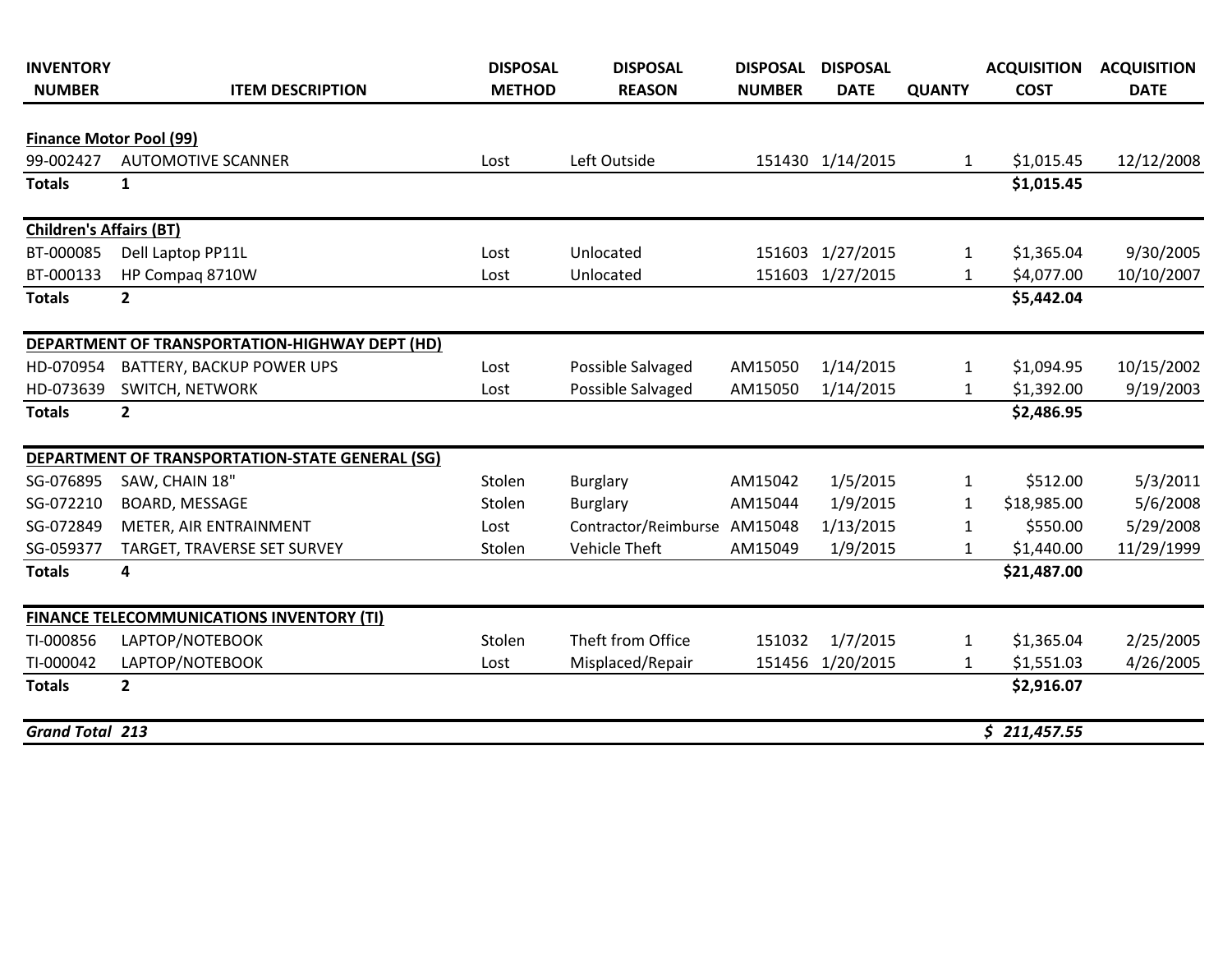| INVENTORY NUMBER | ITEM DESCRIPTION | DISPOSAL METHOD | DISPOSAL REASON | DISPOSAL NUMBER | DISPOSAL DATE | QUANTY | ACQUISITION COST | ACQUISITION DATE |
|---|---|---|---|---|---|---|---|---|
| **Finance Motor Pool (99)** | | | | | | | | |
| 99-002427 | AUTOMOTIVE SCANNER | Lost | Left Outside | 151430 | 1/14/2015 | 1 | $1,015.45 | 12/12/2008 |
| **Totals** | **1** | | | | | | **$1,015.45** | |
| **Children's Affairs (BT)** | | | | | | | | |
| BT-000085 | Dell Laptop PP11L | Lost | Unlocated | 151603 | 1/27/2015 | 1 | $1,365.04 | 9/30/2005 |
| BT-000133 | HP Compaq 8710W | Lost | Unlocated | 151603 | 1/27/2015 | 1 | $4,077.00 | 10/10/2007 |
| **Totals** | **2** | | | | | | **$5,442.04** | |
| **DEPARTMENT OF TRANSPORTATION-HIGHWAY DEPT (HD)** | | | | | | | | |
| HD-070954 | BATTERY, BACKUP POWER UPS | Lost | Possible Salvaged | AM15050 | 1/14/2015 | 1 | $1,094.95 | 10/15/2002 |
| HD-073639 | SWITCH, NETWORK | Lost | Possible Salvaged | AM15050 | 1/14/2015 | 1 | $1,392.00 | 9/19/2003 |
| **Totals** | **2** | | | | | | **$2,486.95** | |
| **DEPARTMENT OF TRANSPORTATION-STATE GENERAL (SG)** | | | | | | | | |
| SG-076895 | SAW, CHAIN 18" | Stolen | Burglary | AM15042 | 1/5/2015 | 1 | $512.00 | 5/3/2011 |
| SG-072210 | BOARD, MESSAGE | Stolen | Burglary | AM15044 | 1/9/2015 | 1 | $18,985.00 | 5/6/2008 |
| SG-072849 | METER, AIR ENTRAINMENT | Lost | Contractor/Reimburse | AM15048 | 1/13/2015 | 1 | $550.00 | 5/29/2008 |
| SG-059377 | TARGET, TRAVERSE SET SURVEY | Stolen | Vehicle Theft | AM15049 | 1/9/2015 | 1 | $1,440.00 | 11/29/1999 |
| **Totals** | **4** | | | | | | **$21,487.00** | |
| **FINANCE TELECOMMUNICATIONS INVENTORY (TI)** | | | | | | | | |
| TI-000856 | LAPTOP/NOTEBOOK | Stolen | Theft from Office | 151032 | 1/7/2015 | 1 | $1,365.04 | 2/25/2005 |
| TI-000042 | LAPTOP/NOTEBOOK | Lost | Misplaced/Repair | 151456 | 1/20/2015 | 1 | $1,551.03 | 4/26/2005 |
| **Totals** | **2** | | | | | | **$2,916.07** | |
| ***Grand Total*** | ***213*** | | | | | | ***$ 211,457.55*** | |